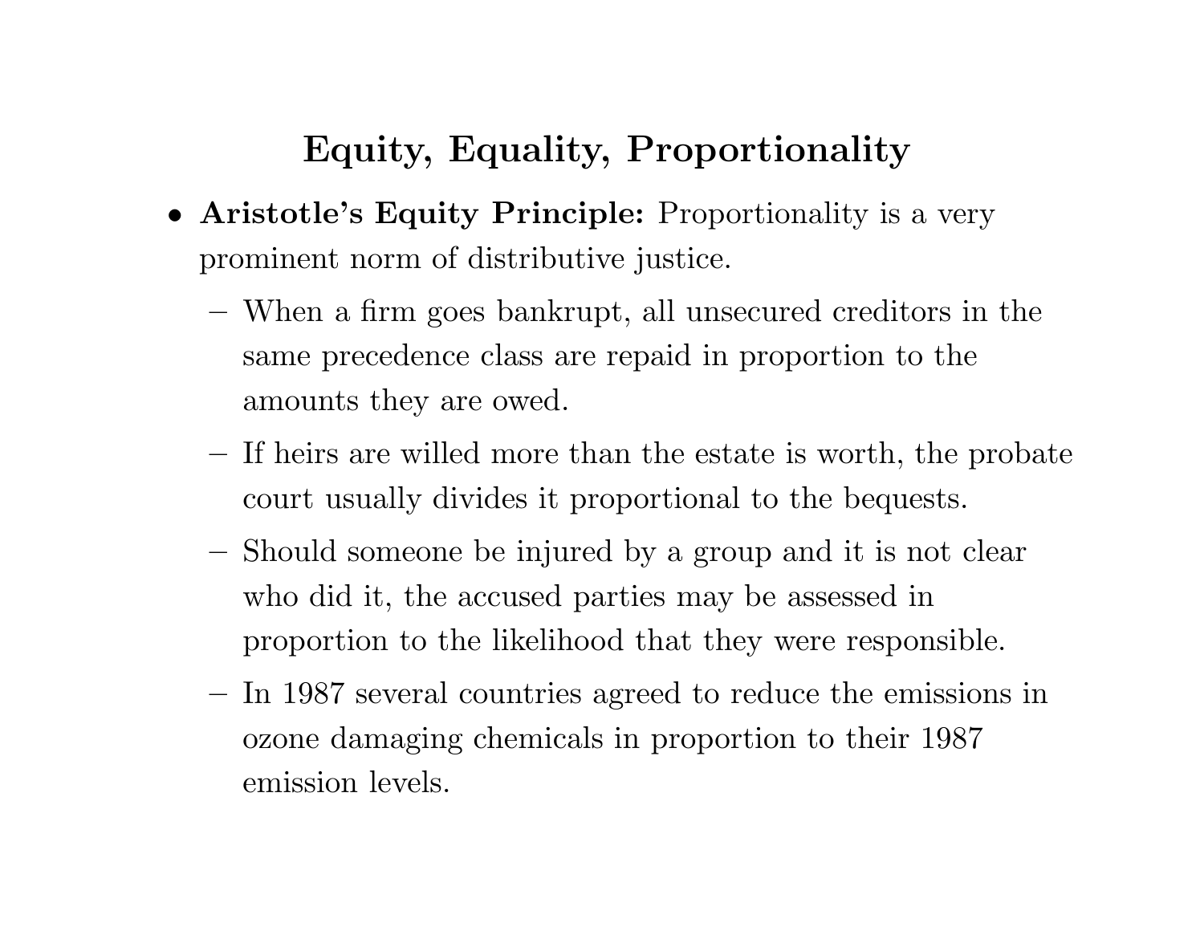# Equity, Equality, Proportionality

- **Aristotle's Equity Principle:** Proportionality is a very prominent norm of distributive justice.
  - When a firm goes bankrupt, all unsecured creditors in the same precedence class are repaid in proportion to the amounts they are owed.
  - If heirs are willed more than the estate is worth, the probate court usually divides it proportional to the bequests.
  - Should someone be injured by a group and it is not clear who did it, the accused parties may be assessed in proportion to the likelihood that they were responsible.
  - In 1987 several countries agreed to reduce the emissions in ozone damaging chemicals in proportion to their 1987 emission levels.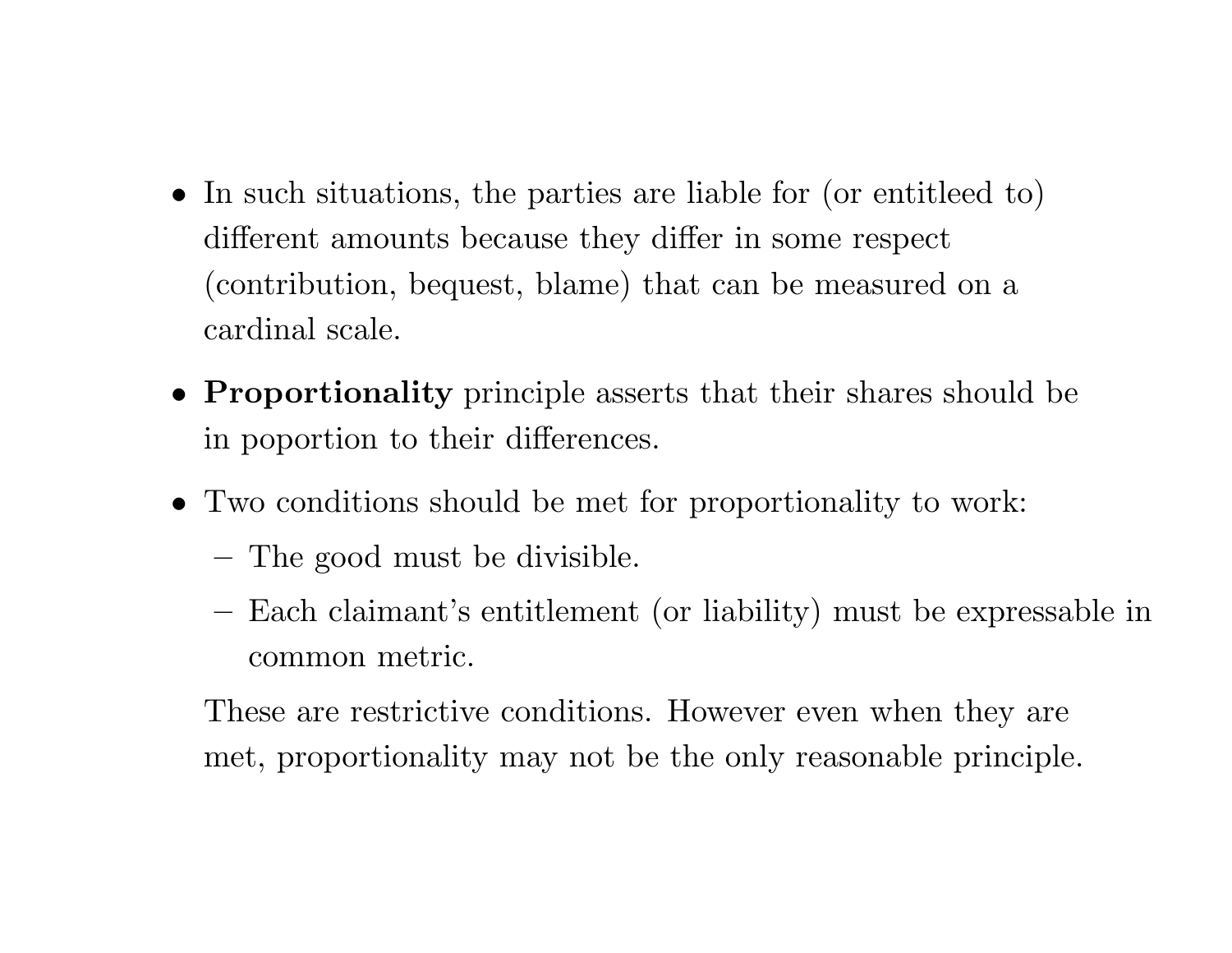- In such situations, the parties are liable for (or entitleed to) different amounts because they differ in some respect (contribution, bequest, blame) that can be measured on a cardinal scale.
- **Proportionality** principle asserts that their shares should be in poportion to their differences.
- Two conditions should be met for proportionality to work:
  - The good must be divisible.
  - Each claimant's entitlement (or liability) must be expressable in common metric.

  These are restrictive conditions. However even when they are met, proportionality may not be the only reasonable principle.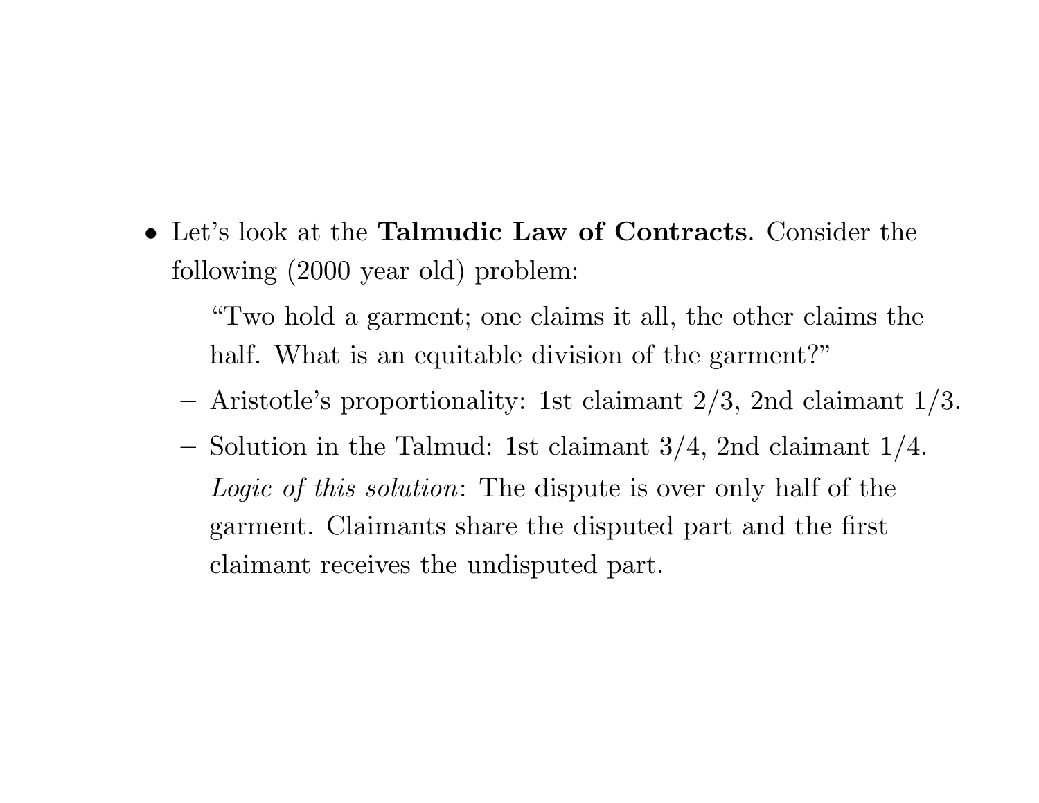- Let's look at the **Talmudic Law of Contracts**. Consider the following (2000 year old) problem:

  > "Two hold a garment; one claims it all, the other claims the half. What is an equitable division of the garment?"

  - Aristotle's proportionality: 1st claimant 2/3, 2nd claimant 1/3.
  - Solution in the Talmud: 1st claimant 3/4, 2nd claimant 1/4.
    *Logic of this solution*: The dispute is over only half of the garment. Claimants share the disputed part and the first claimant receives the undisputed part.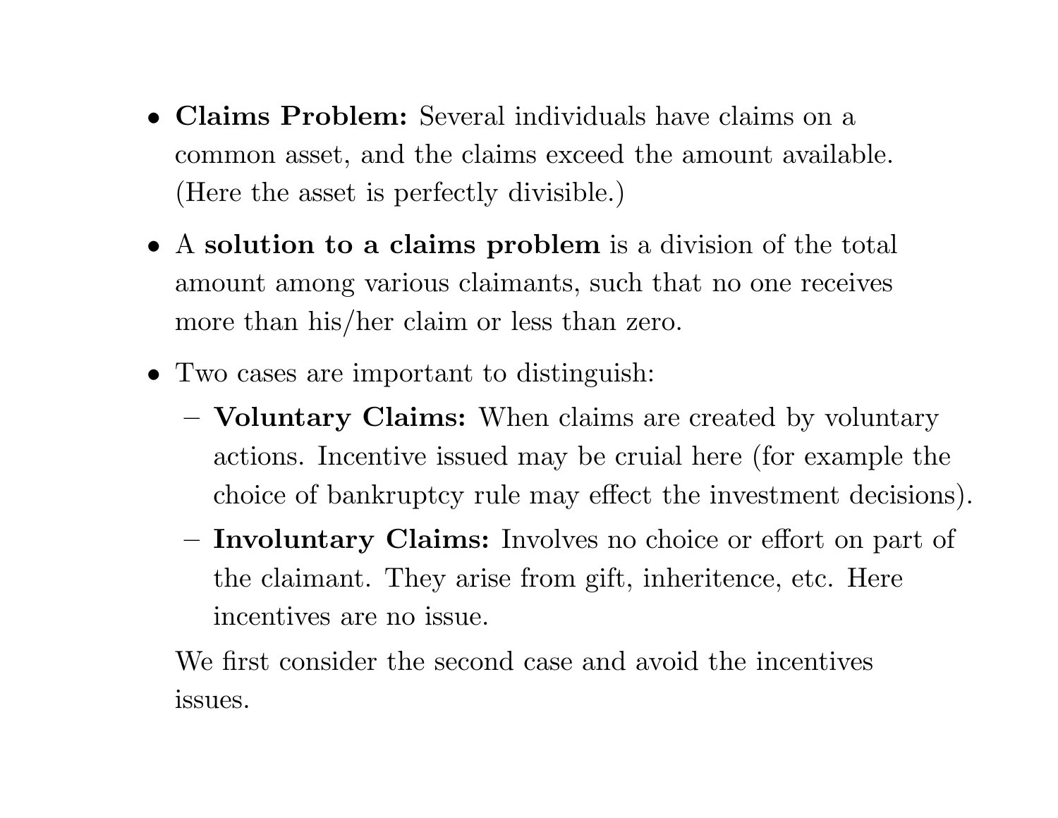- **Claims Problem:** Several individuals have claims on a common asset, and the claims exceed the amount available. (Here the asset is perfectly divisible.)
- A **solution to a claims problem** is a division of the total amount among various claimants, such that no one receives more than his/her claim or less than zero.
- Two cases are important to distinguish:
  - **Voluntary Claims:** When claims are created by voluntary actions. Incentive issued may be cruial here (for example the choice of bankruptcy rule may effect the investment decisions).
  - **Involuntary Claims:** Involves no choice or effort on part of the claimant. They arise from gift, inheritence, etc. Here incentives are no issue.

  We first consider the second case and avoid the incentives issues.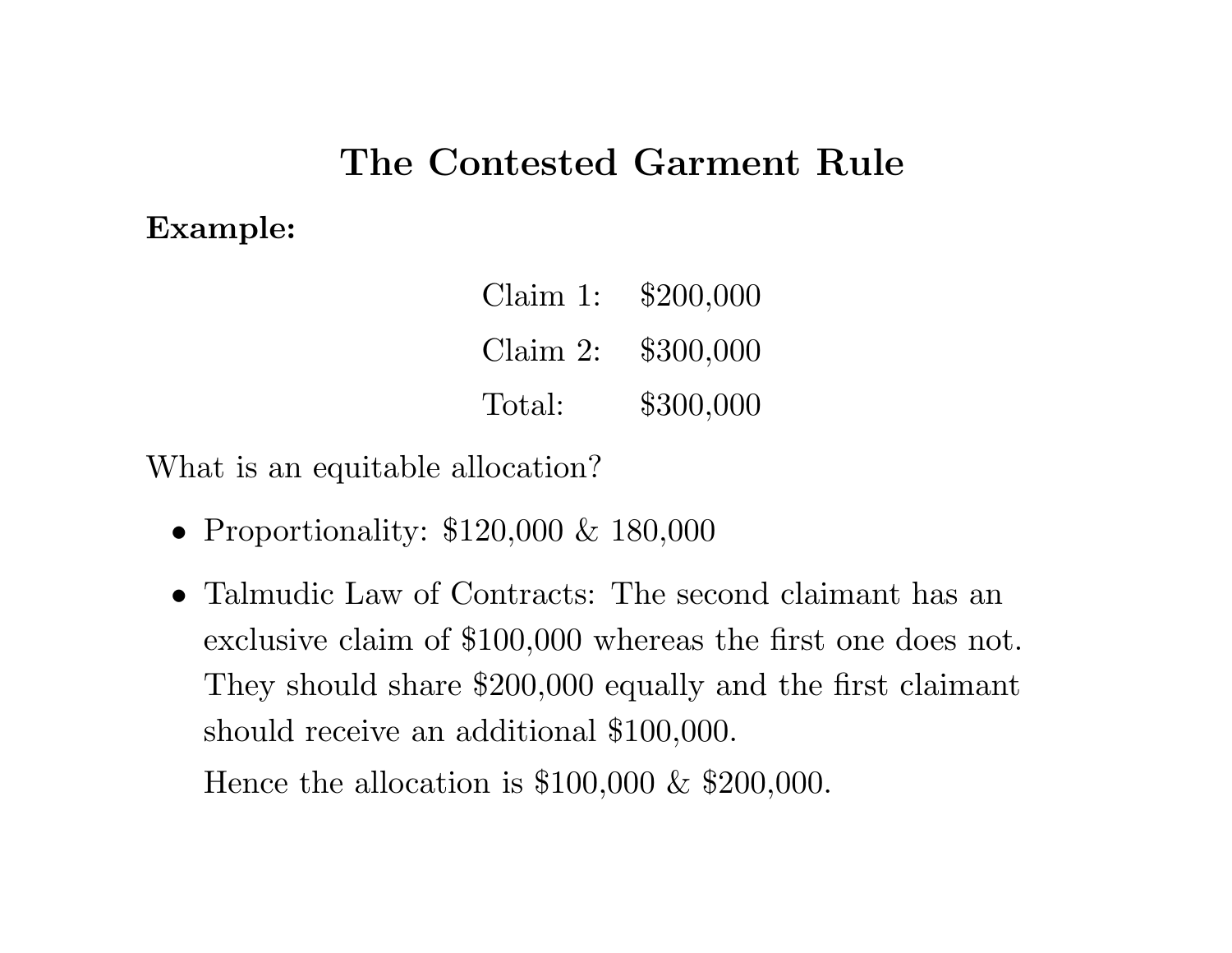# The Contested Garment Rule

**Example:**

| | |
|---|---|
| Claim 1: | \$200,000 |
| Claim 2: | \$300,000 |
| Total: | \$300,000 |

What is an equitable allocation?

- Proportionality: \$120,000 & 180,000
- Talmudic Law of Contracts: The second claimant has an exclusive claim of \$100,000 whereas the first one does not. They should share \$200,000 equally and the first claimant should receive an additional \$100,000.

  Hence the allocation is \$100,000 & \$200,000.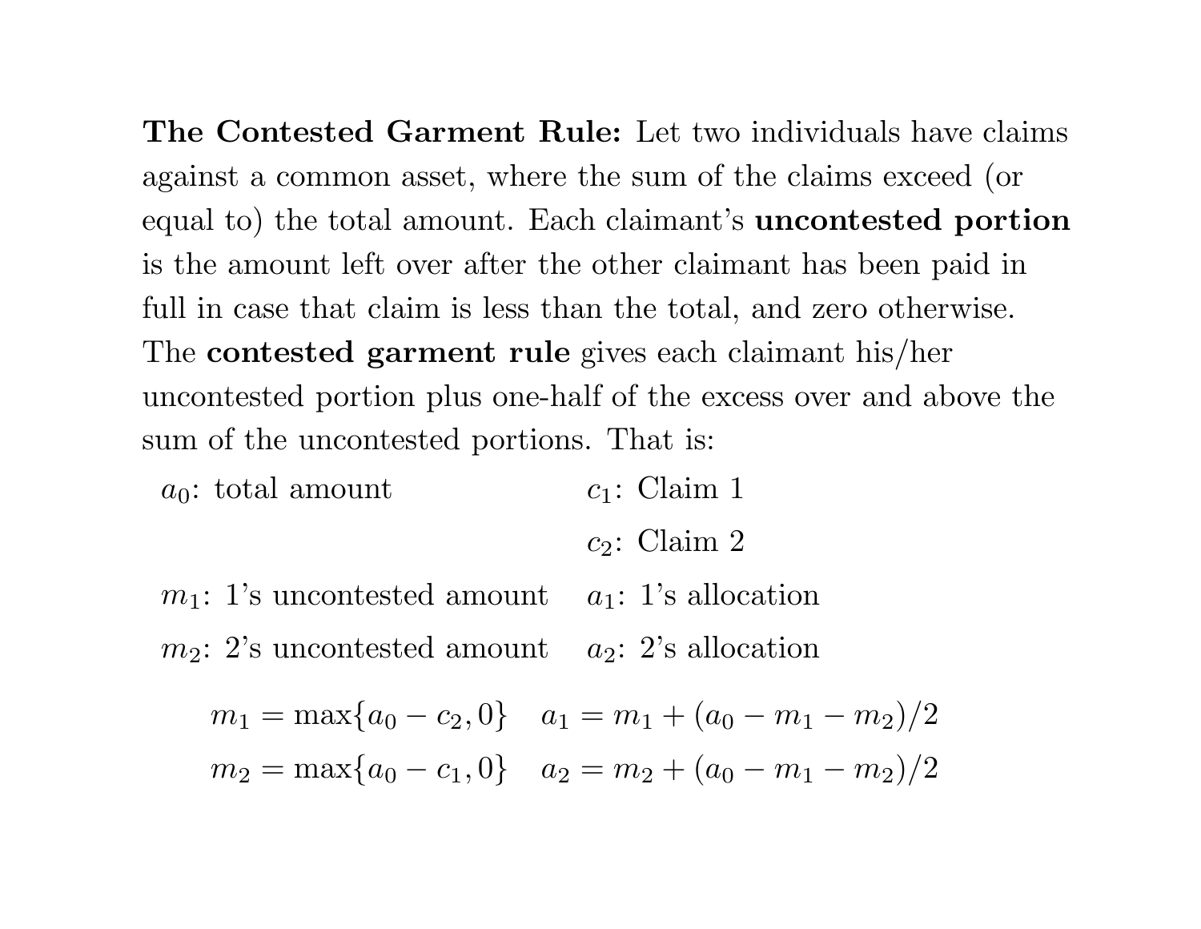**The Contested Garment Rule:** Let two individuals have claims against a common asset, where the sum of the claims exceed (or equal to) the total amount. Each claimant's **uncontested portion** is the amount left over after the other claimant has been paid in full in case that claim is less than the total, and zero otherwise. The **contested garment rule** gives each claimant his/her uncontested portion plus one-half of the excess over and above the sum of the uncontested portions. That is:

| | |
|---|---|
| $a_0$: total amount | $c_1$: Claim 1 |
| | $c_2$: Claim 2 |
| $m_1$: 1's uncontested amount | $a_1$: 1's allocation |
| $m_2$: 2's uncontested amount | $a_2$: 2's allocation |

$$m_1 = \max\{a_0 - c_2, 0\} \quad a_1 = m_1 + (a_0 - m_1 - m_2)/2$$

$$m_2 = \max\{a_0 - c_1, 0\} \quad a_2 = m_2 + (a_0 - m_1 - m_2)/2$$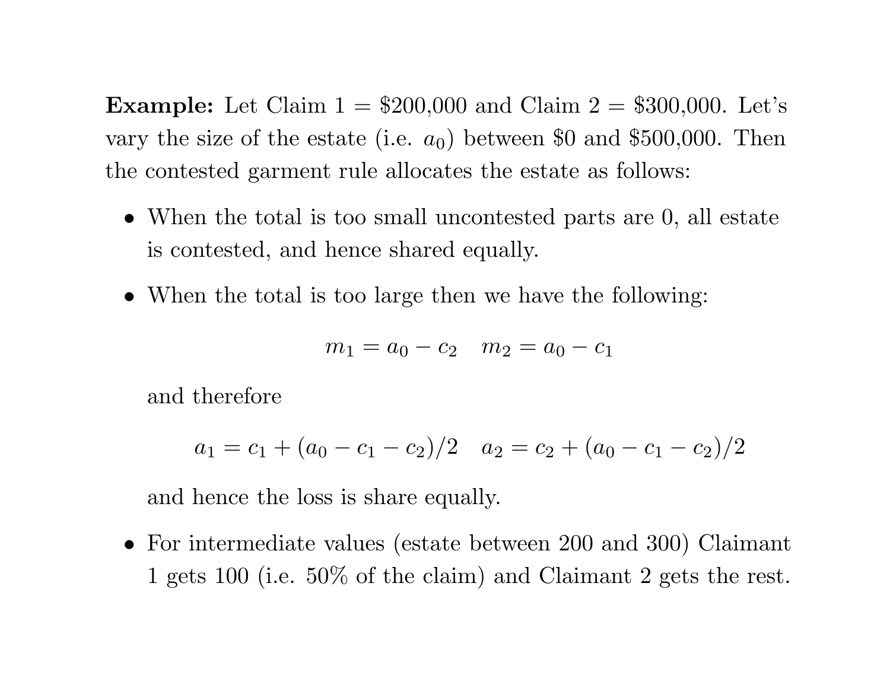**Example:** Let Claim 1 = \$200,000 and Claim 2 = \$300,000. Let's vary the size of the estate (i.e. $a_0$) between \$0 and \$500,000. Then the contested garment rule allocates the estate as follows:

- When the total is too small uncontested parts are 0, all estate is contested, and hence shared equally.
- When the total is too large then we have the following:

  $$m_1 = a_0 - c_2 \quad m_2 = a_0 - c_1$$

  and therefore

  $$a_1 = c_1 + (a_0 - c_1 - c_2)/2 \quad a_2 = c_2 + (a_0 - c_1 - c_2)/2$$

  and hence the loss is share equally.
- For intermediate values (estate between 200 and 300) Claimant 1 gets 100 (i.e. 50% of the claim) and Claimant 2 gets the rest.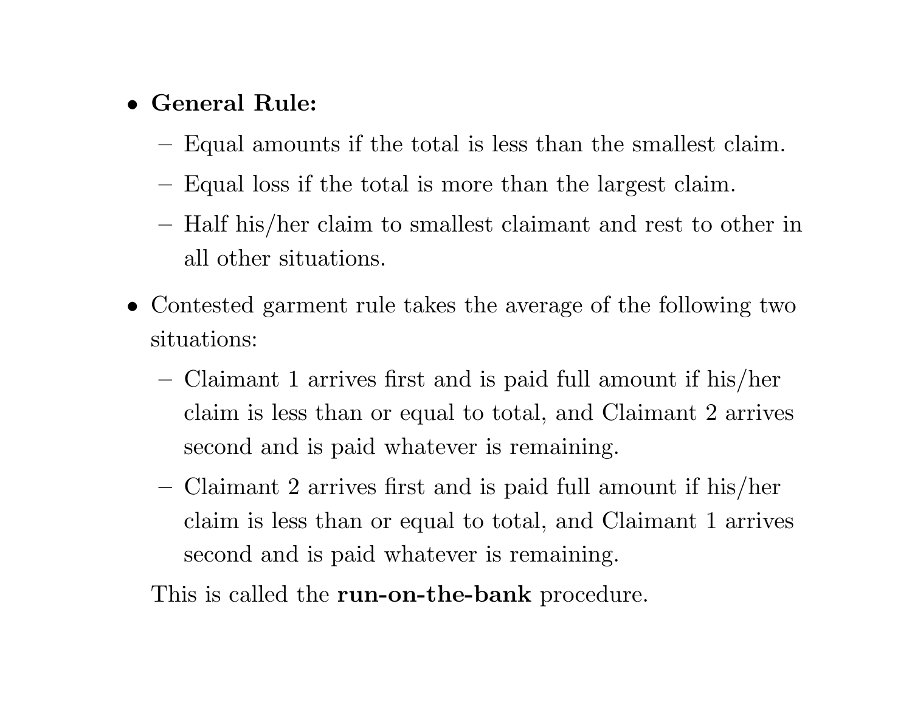- **General Rule:**
  - Equal amounts if the total is less than the smallest claim.
  - Equal loss if the total is more than the largest claim.
  - Half his/her claim to smallest claimant and rest to other in all other situations.
- Contested garment rule takes the average of the following two situations:
  - Claimant 1 arrives first and is paid full amount if his/her claim is less than or equal to total, and Claimant 2 arrives second and is paid whatever is remaining.
  - Claimant 2 arrives first and is paid full amount if his/her claim is less than or equal to total, and Claimant 1 arrives second and is paid whatever is remaining.

  This is called the **run-on-the-bank** procedure.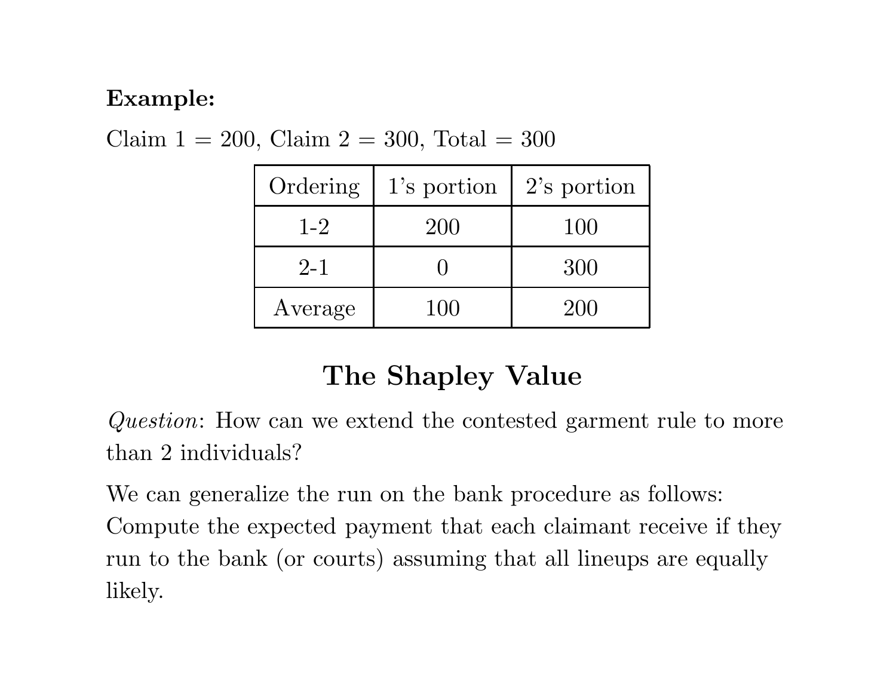**Example:**

Claim 1 = 200, Claim 2 = 300, Total = 300

| Ordering | 1's portion | 2's portion |
|---|---|---|
| 1-2 | 200 | 100 |
| 2-1 | 0 | 300 |
| Average | 100 | 200 |

## The Shapley Value

*Question*: How can we extend the contested garment rule to more than 2 individuals?

We can generalize the run on the bank procedure as follows: Compute the expected payment that each claimant receive if they run to the bank (or courts) assuming that all lineups are equally likely.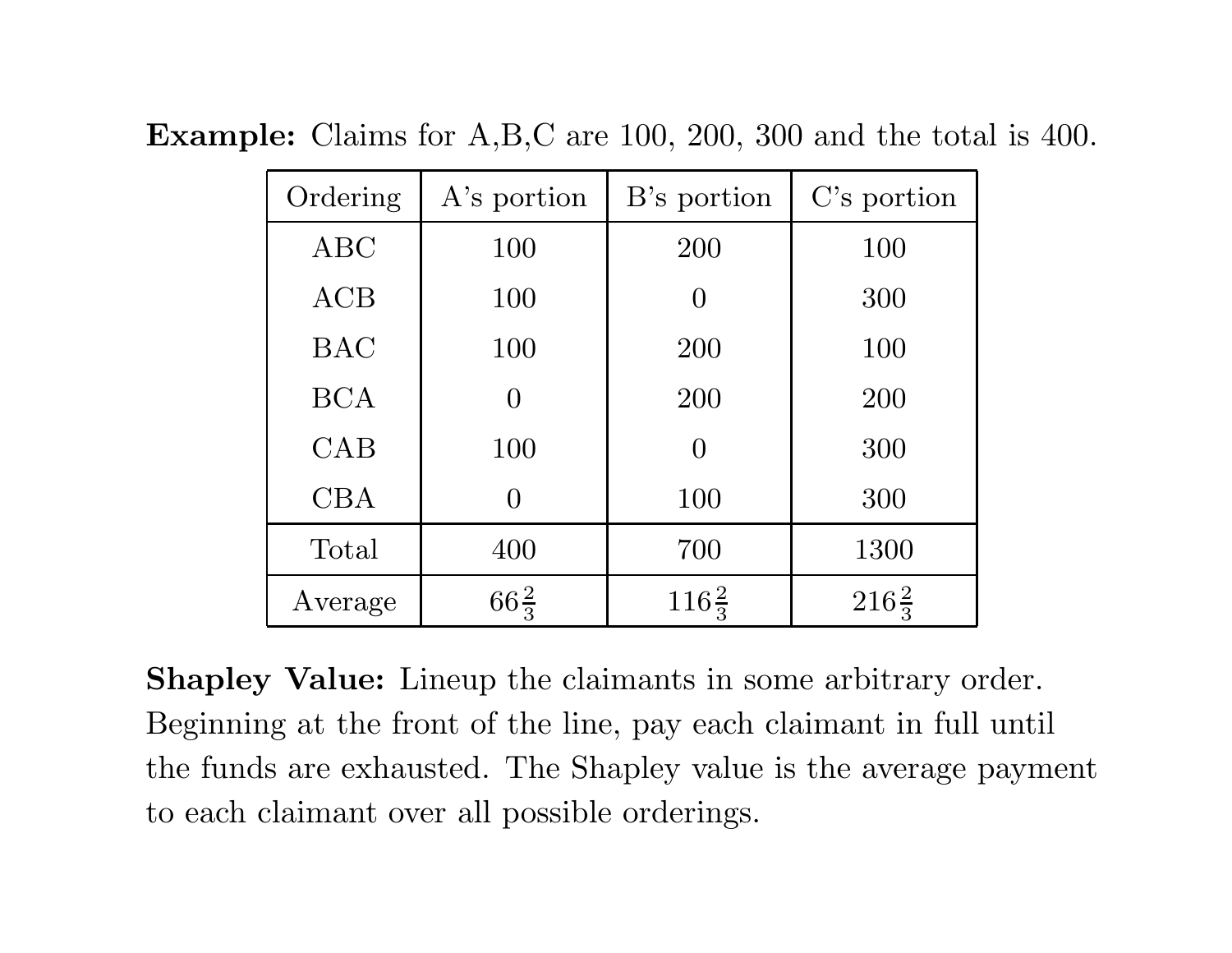**Example:** Claims for A,B,C are 100, 200, 300 and the total is 400.

| Ordering | A's portion | B's portion | C's portion |
|---|---|---|---|
| ABC | 100 | 200 | 100 |
| ACB | 100 | 0 | 300 |
| BAC | 100 | 200 | 100 |
| BCA | 0 | 200 | 200 |
| CAB | 100 | 0 | 300 |
| CBA | 0 | 100 | 300 |
| Total | 400 | 700 | 1300 |
| Average | $66\frac{2}{3}$ | $116\frac{2}{3}$ | $216\frac{2}{3}$ |

**Shapley Value:** Lineup the claimants in some arbitrary order. Beginning at the front of the line, pay each claimant in full until the funds are exhausted. The Shapley value is the average payment to each claimant over all possible orderings.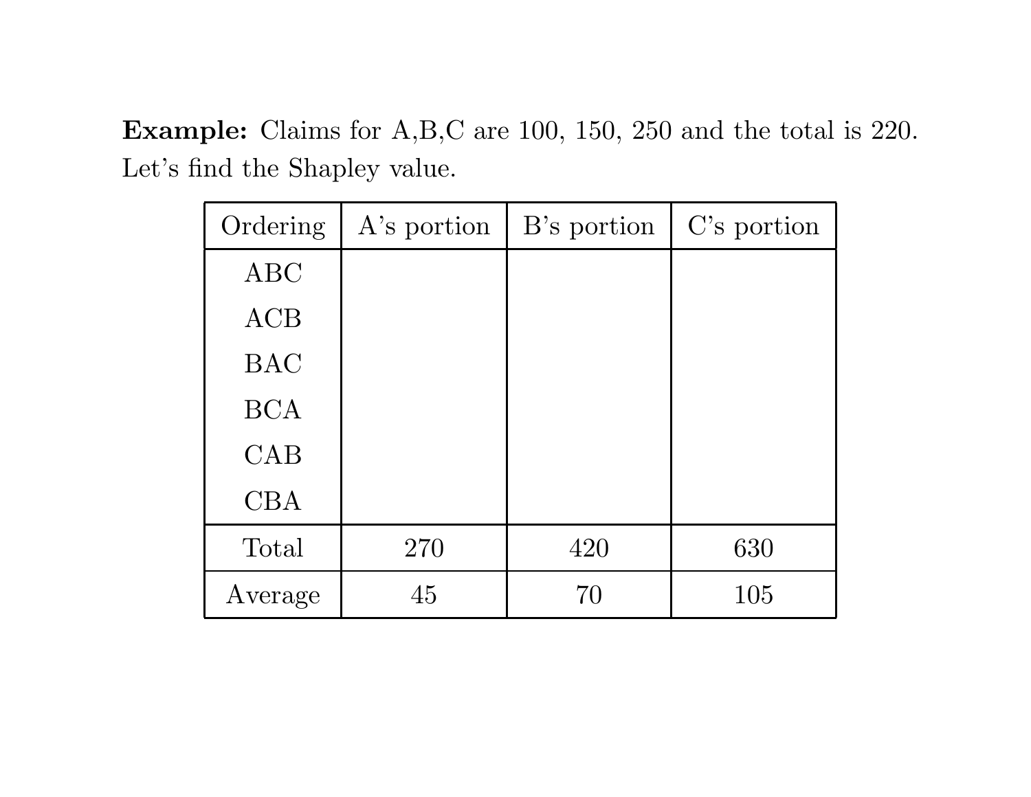**Example:** Claims for A,B,C are 100, 150, 250 and the total is 220. Let's find the Shapley value.

| Ordering | A's portion | B's portion | C's portion |
| --- | --- | --- | --- |
| ABC | | | |
| ACB | | | |
| BAC | | | |
| BCA | | | |
| CAB | | | |
| CBA | | | |
| Total | 270 | 420 | 630 |
| Average | 45 | 70 | 105 |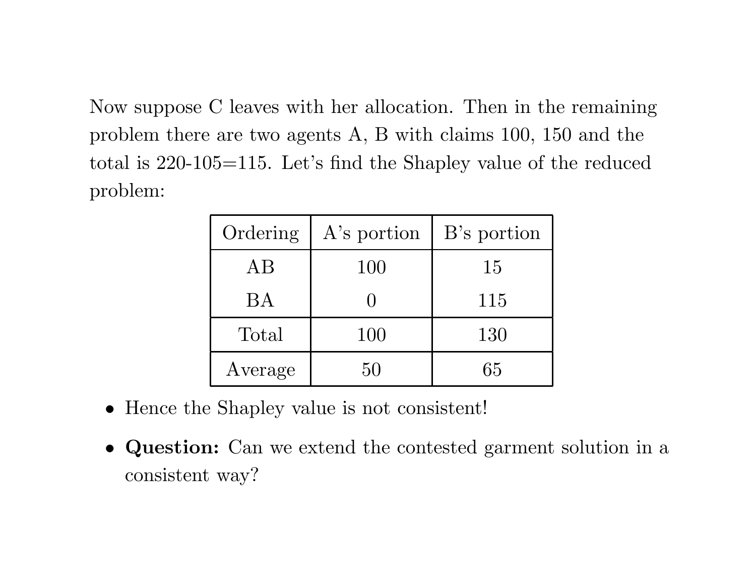Now suppose C leaves with her allocation. Then in the remaining problem there are two agents A, B with claims 100, 150 and the total is 220-105=115. Let's find the Shapley value of the reduced problem:

| Ordering | A's portion | B's portion |
|---|---|---|
| AB | 100 | 15 |
| BA | 0 | 115 |
| Total | 100 | 130 |
| Average | 50 | 65 |

- Hence the Shapley value is not consistent!
- **Question:** Can we extend the contested garment solution in a consistent way?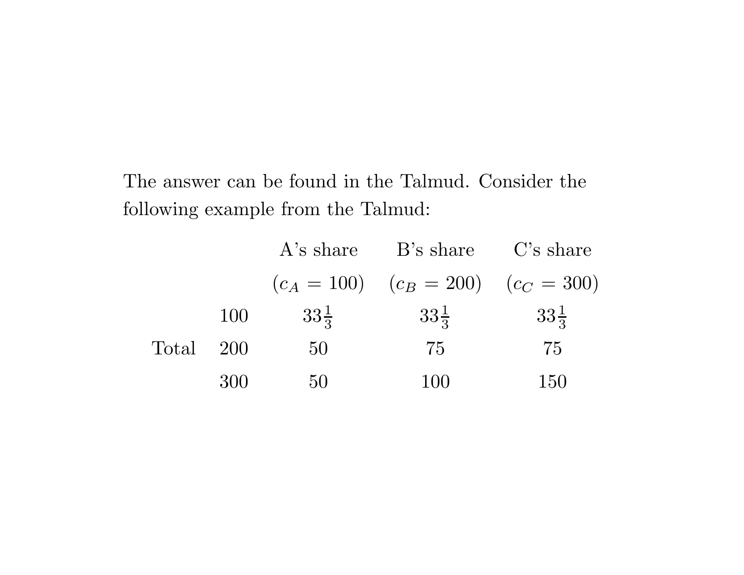The answer can be found in the Talmud. Consider the following example from the Talmud:

| | | A's share | B's share | C's share |
|---|---|---|---|---|
| | | $(c_A = 100)$ | $(c_B = 200)$ | $(c_C = 300)$ |
| | 100 | $33\frac{1}{3}$ | $33\frac{1}{3}$ | $33\frac{1}{3}$ |
| Total | 200 | 50 | 75 | 75 |
| | 300 | 50 | 100 | 150 |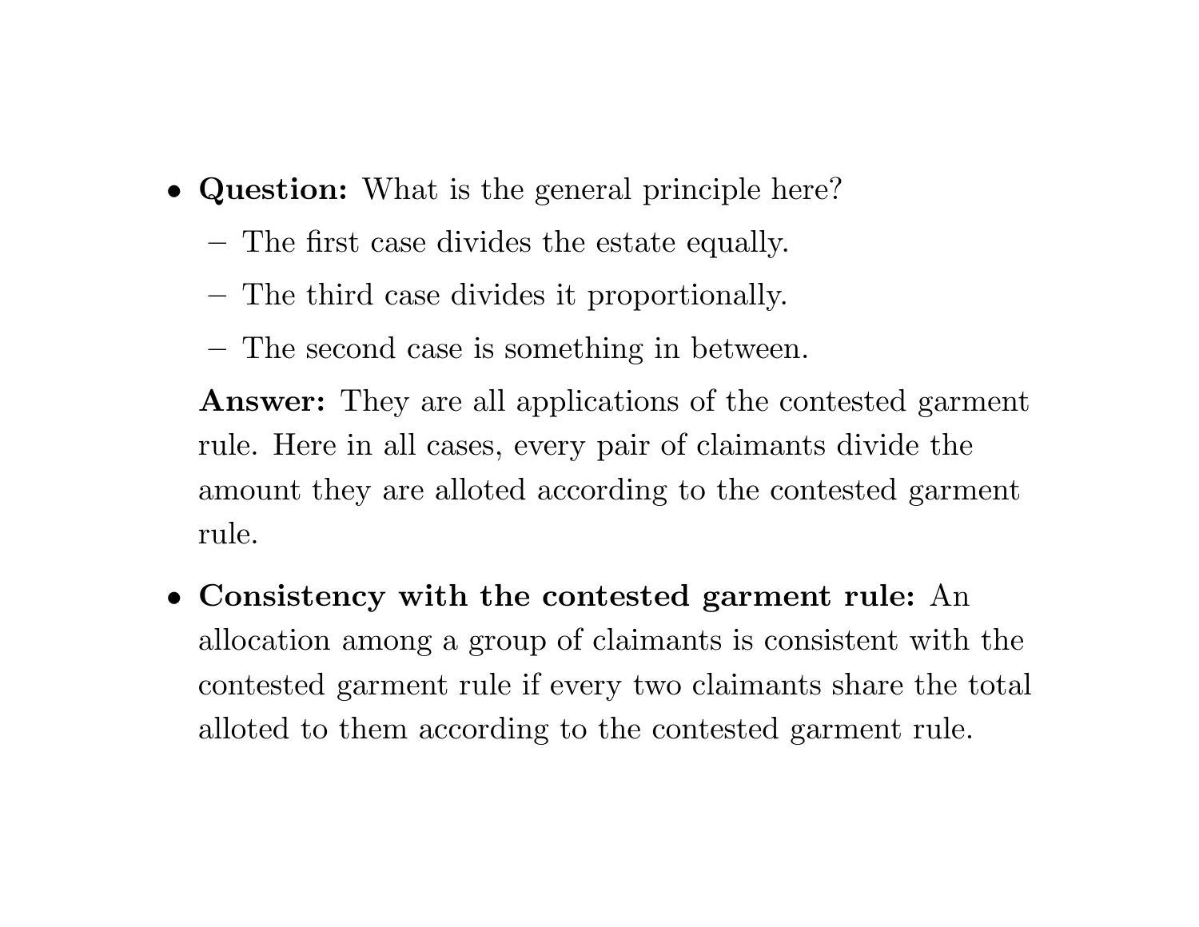- **Question:** What is the general principle here?
  - The first case divides the estate equally.
  - The third case divides it proportionally.
  - The second case is something in between.

  **Answer:** They are all applications of the contested garment rule. Here in all cases, every pair of claimants divide the amount they are alloted according to the contested garment rule.

- **Consistency with the contested garment rule:** An allocation among a group of claimants is consistent with the contested garment rule if every two claimants share the total alloted to them according to the contested garment rule.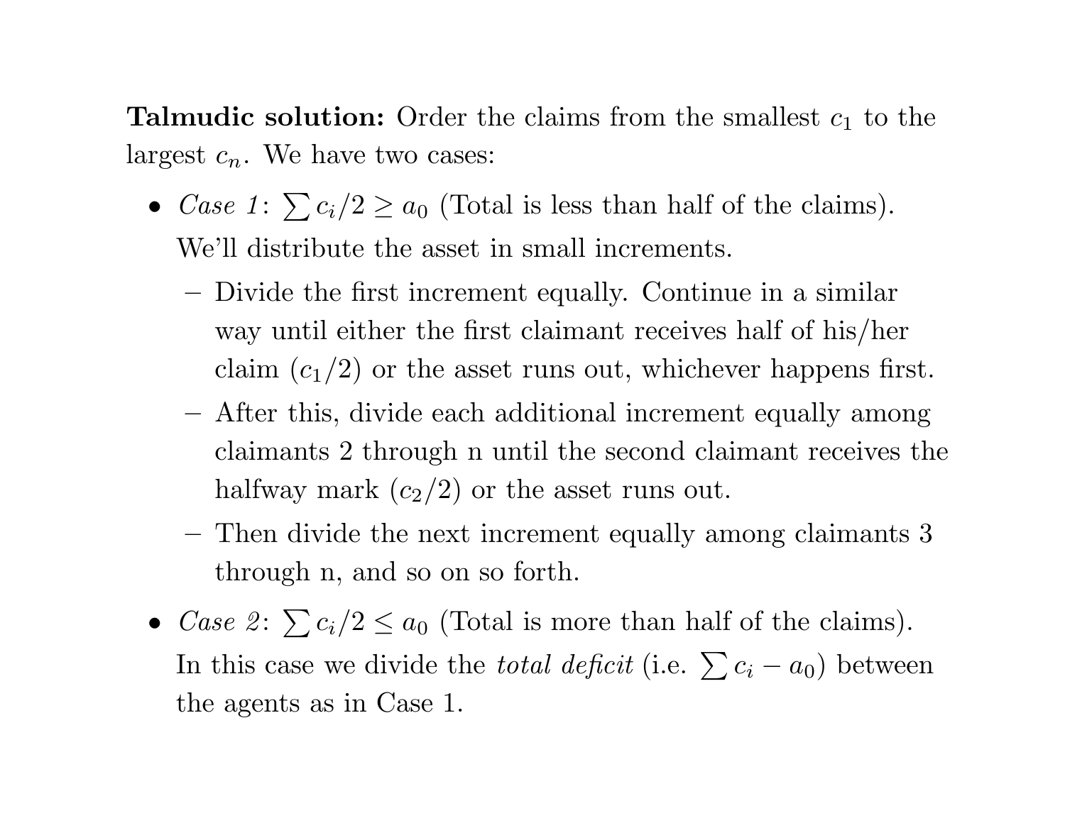**Talmudic solution:** Order the claims from the smallest $c_1$ to the largest $c_n$. We have two cases:

- *Case 1*: $\sum c_i/2 \geq a_0$ (Total is less than half of the claims). We'll distribute the asset in small increments.
  - Divide the first increment equally. Continue in a similar way until either the first claimant receives half of his/her claim ($c_1/2$) or the asset runs out, whichever happens first.
  - After this, divide each additional increment equally among claimants 2 through n until the second claimant receives the halfway mark ($c_2/2$) or the asset runs out.
  - Then divide the next increment equally among claimants 3 through n, and so on so forth.
- *Case 2*: $\sum c_i/2 \leq a_0$ (Total is more than half of the claims). In this case we divide the *total deficit* (i.e. $\sum c_i - a_0$) between the agents as in Case 1.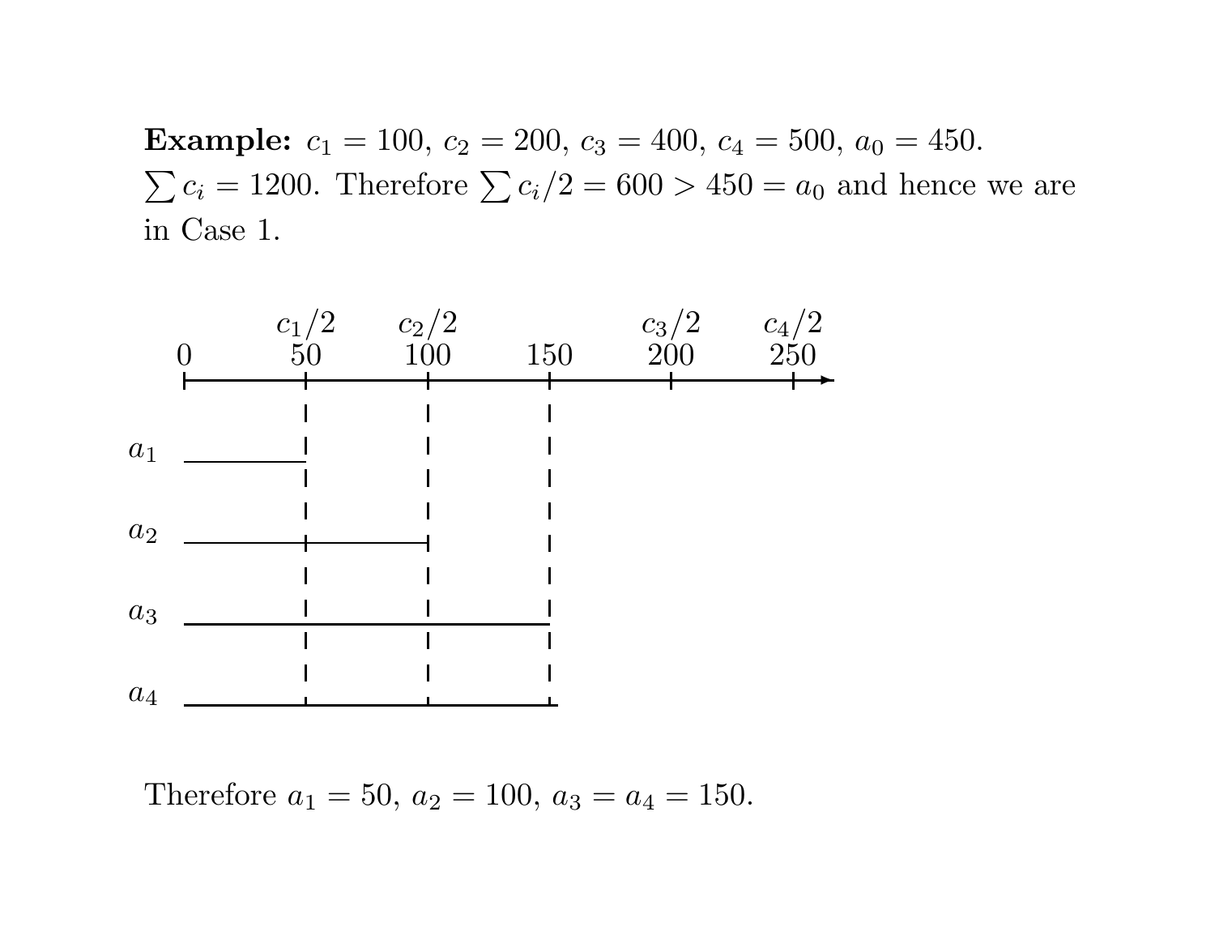**Example:** $c_1 = 100$, $c_2 = 200$, $c_3 = 400$, $c_4 = 500$, $a_0 = 450$. $\sum c_i = 1200$. Therefore $\sum c_i/2 = 600 > 450 = a_0$ and hence we are in Case 1.

Therefore $a_1 = 50$, $a_2 = 100$, $a_3 = a_4 = 150$.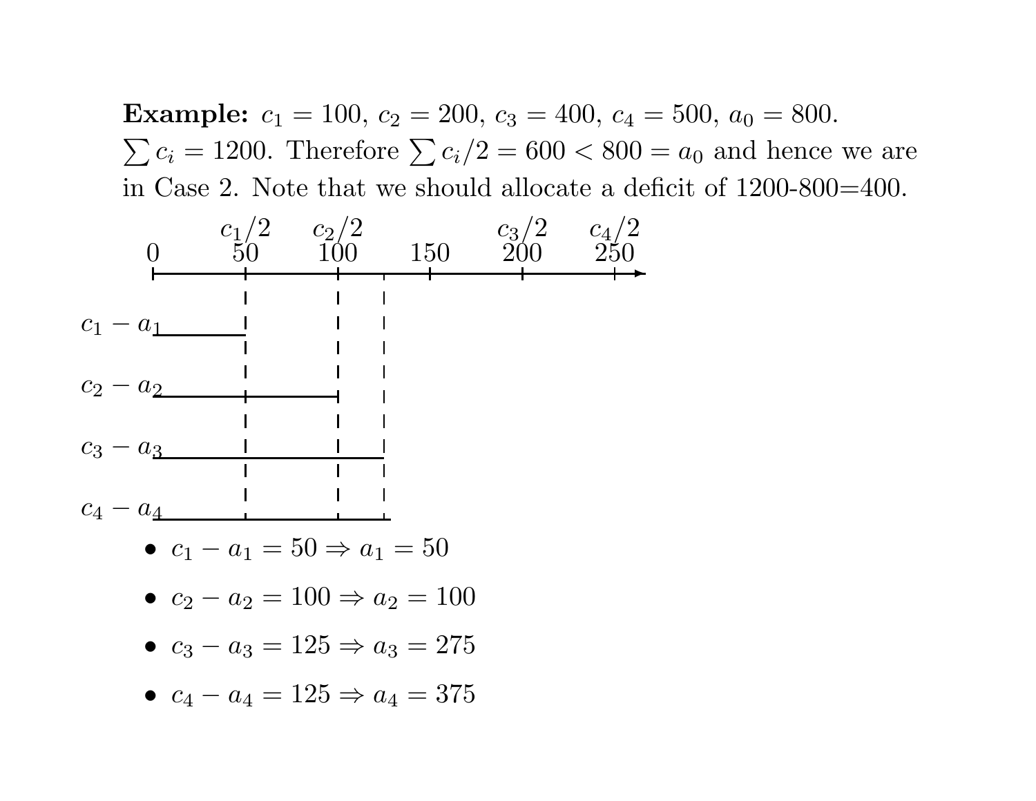**Example:** $c_1 = 100$, $c_2 = 200$, $c_3 = 400$, $c_4 = 500$, $a_0 = 800$. $\sum c_i = 1200$. Therefore $\sum c_i/2 = 600 < 800 = a_0$ and hence we are in Case 2. Note that we should allocate a deficit of 1200-800=400.

- $c_1 - a_1 = 50 \Rightarrow a_1 = 50$
- $c_2 - a_2 = 100 \Rightarrow a_2 = 100$
- $c_3 - a_3 = 125 \Rightarrow a_3 = 275$
- $c_4 - a_4 = 125 \Rightarrow a_4 = 375$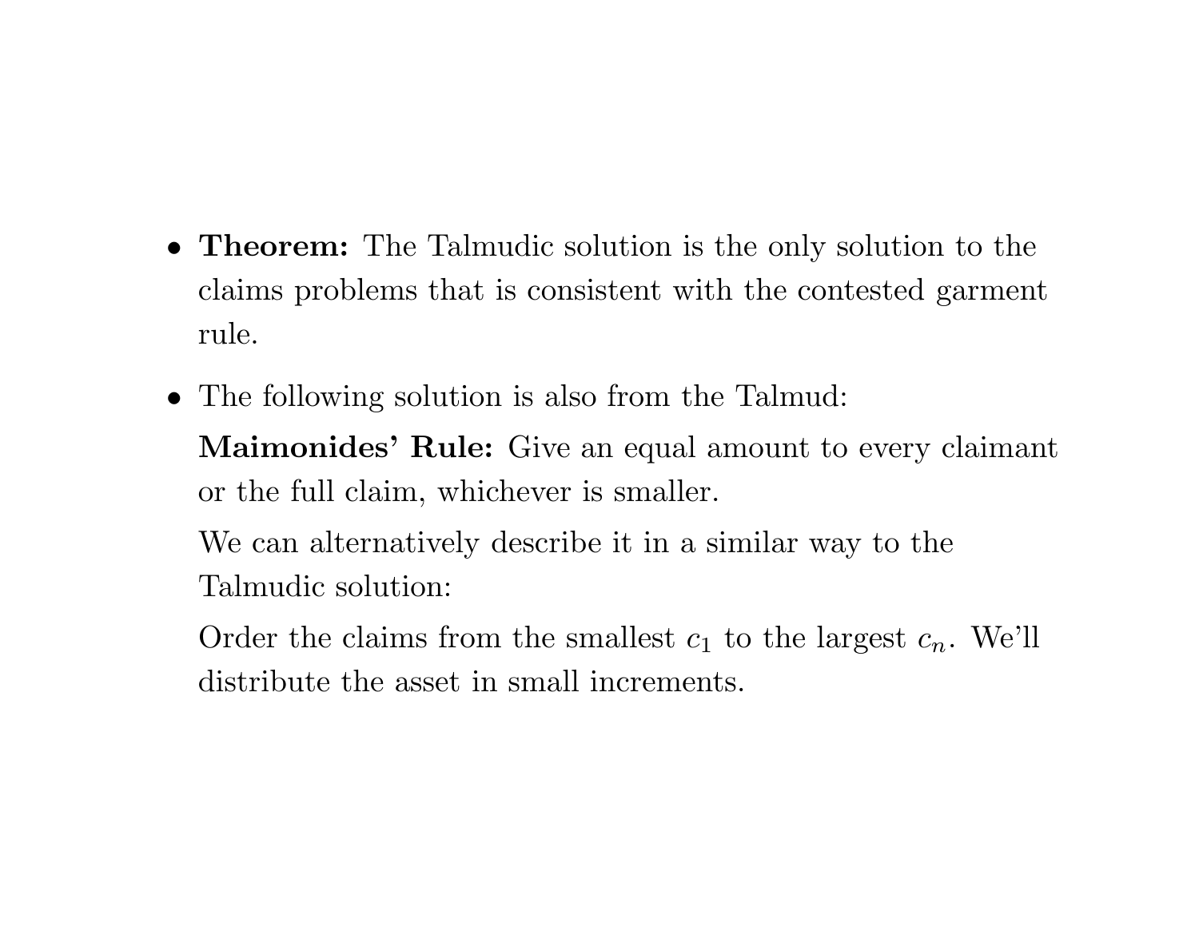- **Theorem:** The Talmudic solution is the only solution to the claims problems that is consistent with the contested garment rule.

- The following solution is also from the Talmud:

  **Maimonides' Rule:** Give an equal amount to every claimant or the full claim, whichever is smaller.

  We can alternatively describe it in a similar way to the Talmudic solution:

  Order the claims from the smallest $c_1$ to the largest $c_n$. We'll distribute the asset in small increments.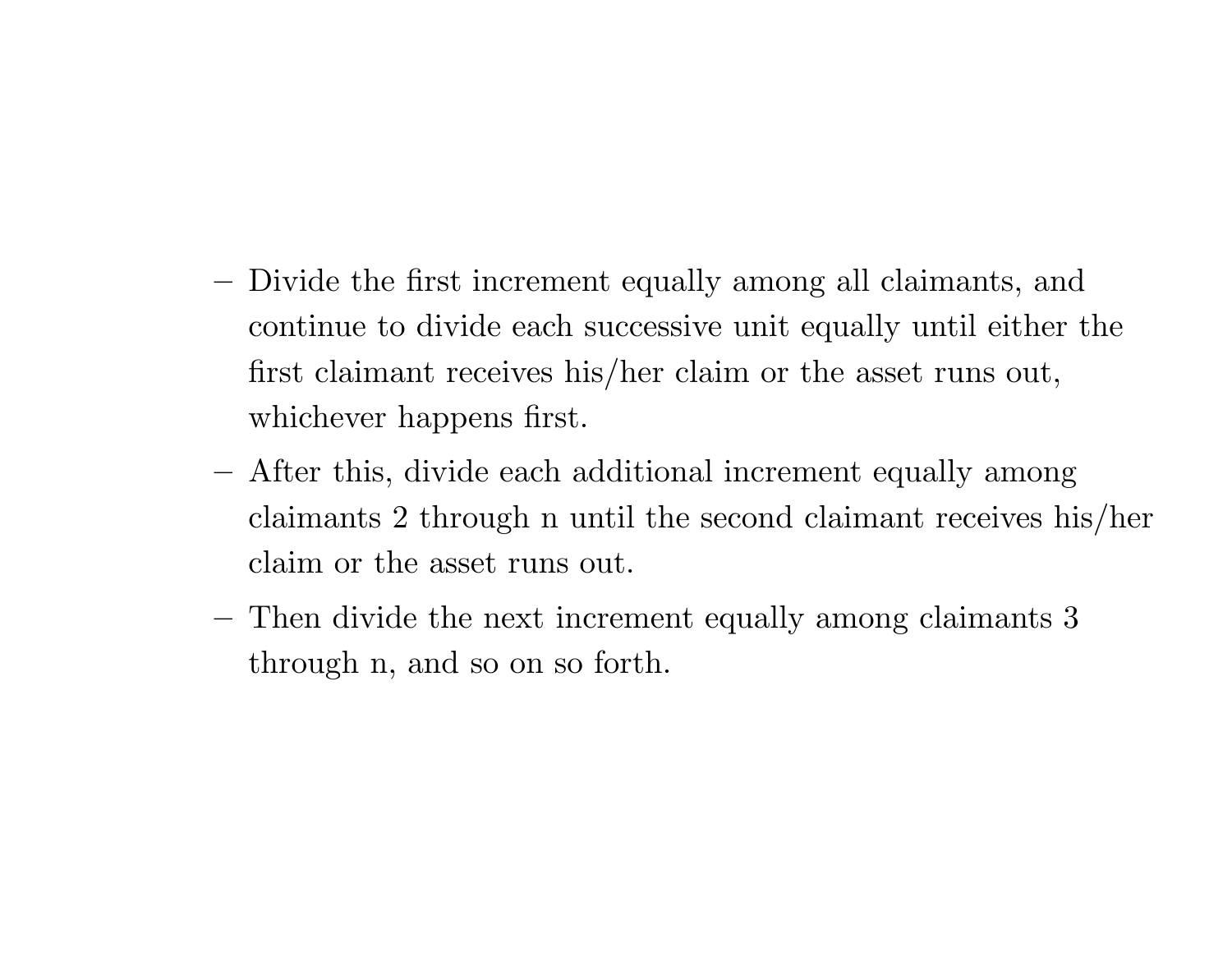- Divide the first increment equally among all claimants, and continue to divide each successive unit equally until either the first claimant receives his/her claim or the asset runs out, whichever happens first.
- After this, divide each additional increment equally among claimants 2 through n until the second claimant receives his/her claim or the asset runs out.
- Then divide the next increment equally among claimants 3 through n, and so on so forth.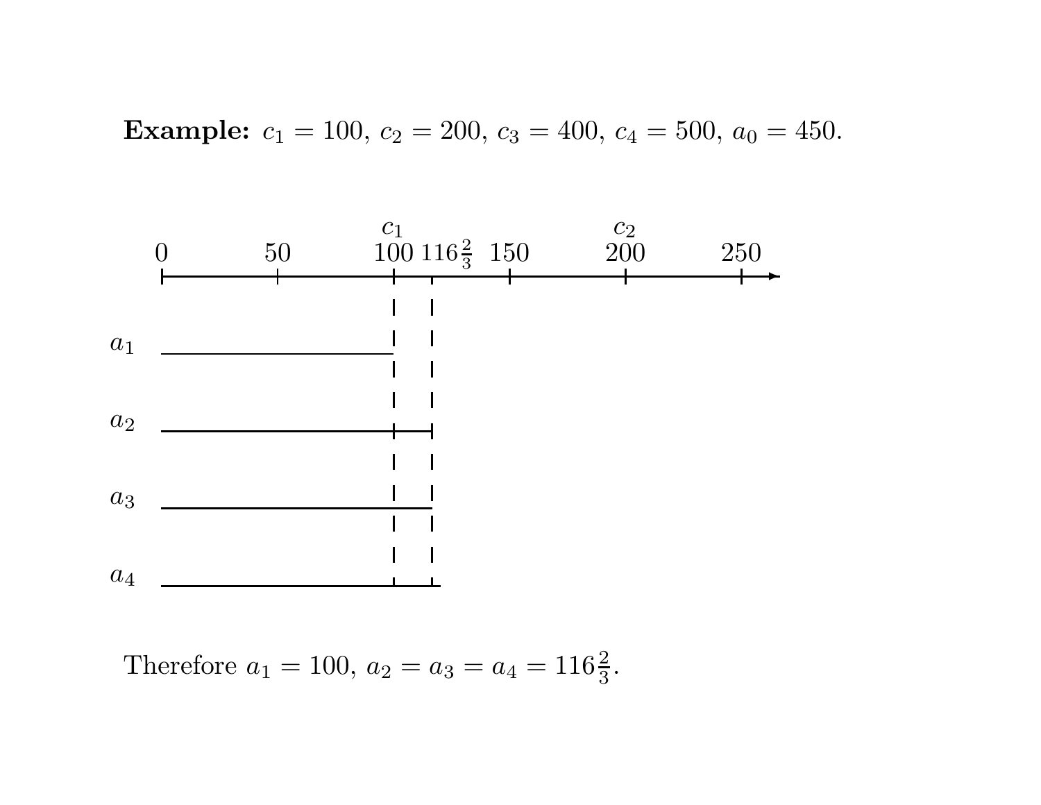**Example:** $c_1 = 100$, $c_2 = 200$, $c_3 = 400$, $c_4 = 500$, $a_0 = 450$.

Therefore $a_1 = 100$, $a_2 = a_3 = a_4 = 116\frac{2}{3}$.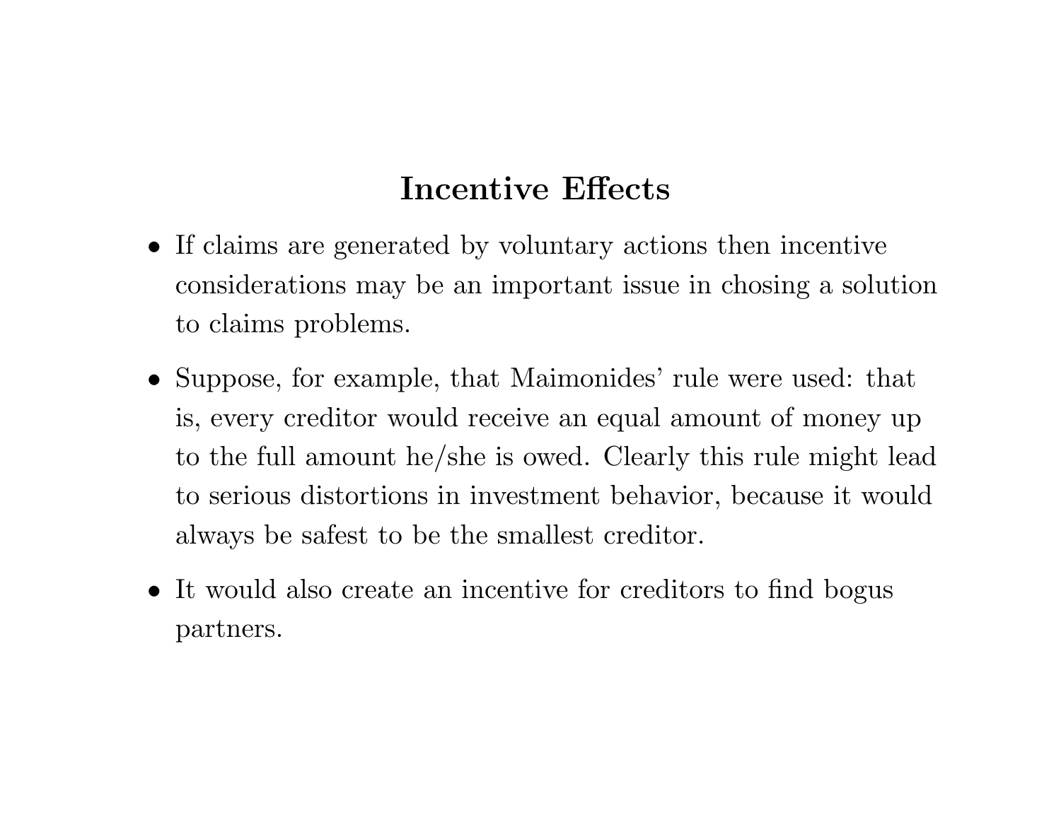## Incentive Effects

- If claims are generated by voluntary actions then incentive considerations may be an important issue in chosing a solution to claims problems.
- Suppose, for example, that Maimonides' rule were used: that is, every creditor would receive an equal amount of money up to the full amount he/she is owed. Clearly this rule might lead to serious distortions in investment behavior, because it would always be safest to be the smallest creditor.
- It would also create an incentive for creditors to find bogus partners.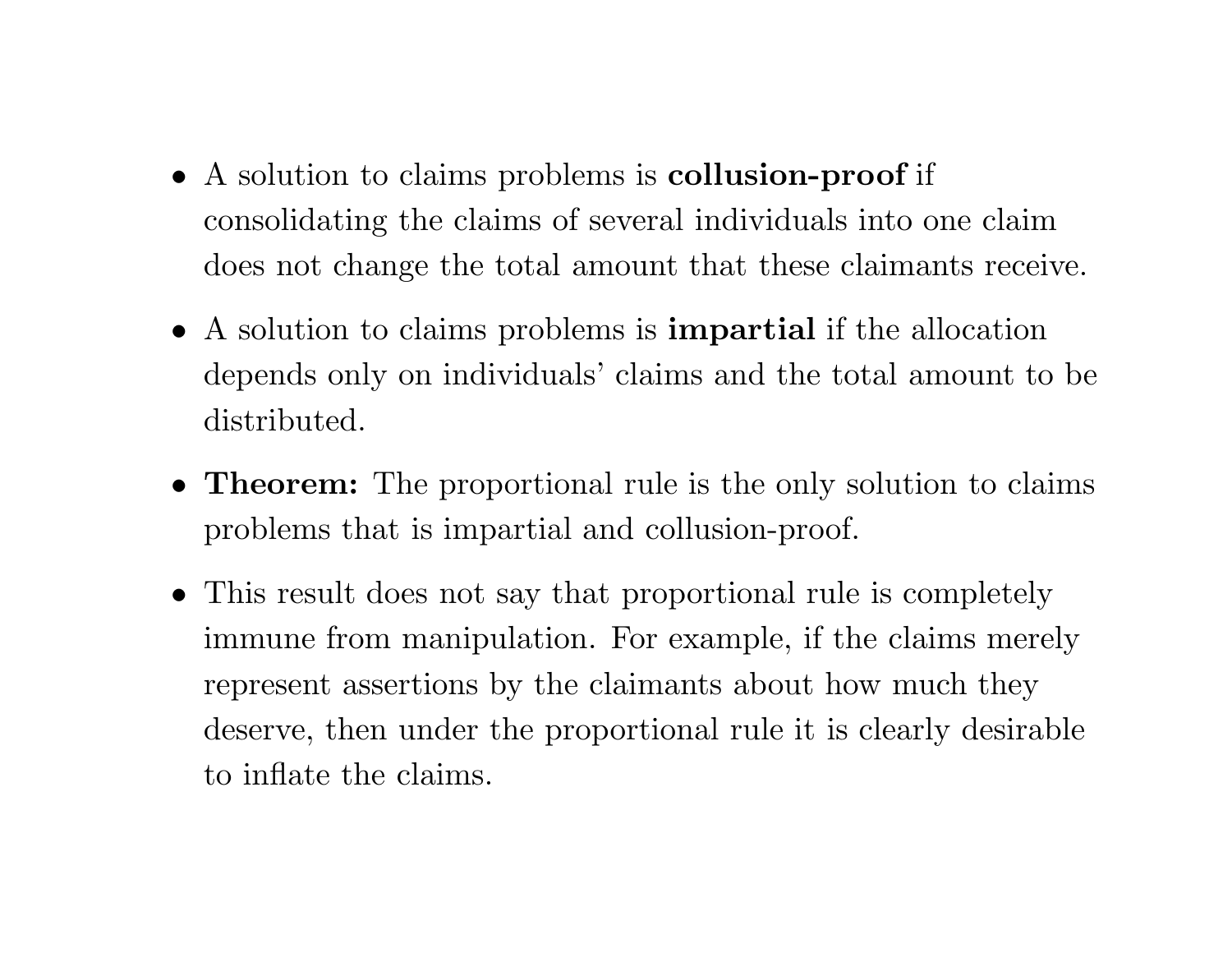- A solution to claims problems is **collusion-proof** if consolidating the claims of several individuals into one claim does not change the total amount that these claimants receive.
- A solution to claims problems is **impartial** if the allocation depends only on individuals' claims and the total amount to be distributed.
- **Theorem:** The proportional rule is the only solution to claims problems that is impartial and collusion-proof.
- This result does not say that proportional rule is completely immune from manipulation. For example, if the claims merely represent assertions by the claimants about how much they deserve, then under the proportional rule it is clearly desirable to inflate the claims.